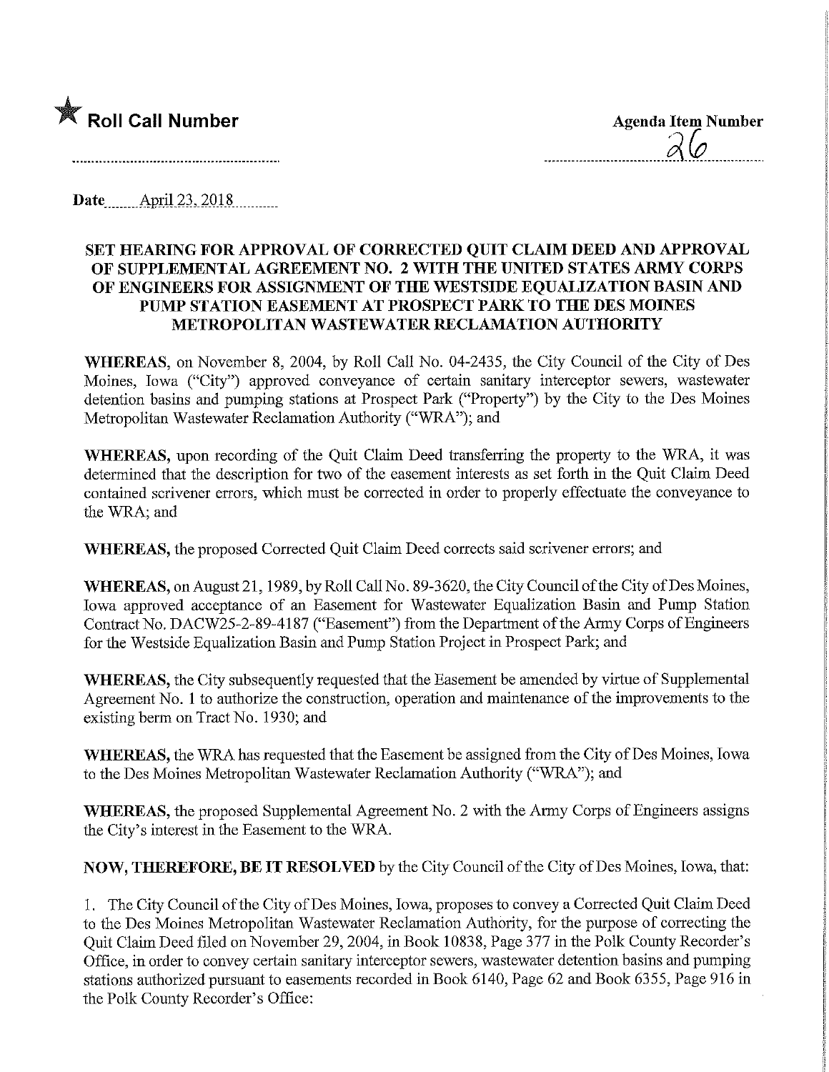★ **Roll Call Number**

**Agenda Item Number**

26

**Date** April 23, 2018

## SET HEARING FOR APPROVAL OF CORRECTED QUIT CLAIM DEED AND APPROVAL OF SUPPLEMENTAL AGREEMENT NO. 2 WITH THE UNITED STATES ARMY CORPS OF ENGINEERS FOR ASSIGNMENT OF THE WESTSIDE EQUALIZATION BASIN AND PUMP STATION EASEMENT AT PROSPECT PARK TO THE DES MOINES METROPOLITAN WASTEWATER RECLAMATION AUTHORITY

**WHEREAS,** on November 8, 2004, by Roll Call No. 04-2435, the City Council of the City of Des Moines, Iowa ("City") approved conveyance of certain sanitary interceptor sewers, wastewater detention basins and pumping stations at Prospect Park ("Property") by the City to the Des Moines Metropolitan Wastewater Reclamation Authority ("WRA"); and

**WHEREAS,** upon recording of the Quit Claim Deed transferring the property to the WRA, it was determined that the description for two of the easement interests as set forth in the Quit Claim Deed contained scrivener errors, which must be corrected in order to properly effectuate the conveyance to the WRA; and

**WHEREAS,** the proposed Corrected Quit Claim Deed corrects said scrivener errors; and

**WHEREAS,** on August 21, 1989, by Roll Call No. 89-3620, the City Council of the City of Des Moines, Iowa approved acceptance of an Easement for Wastewater Equalization Basin and Pump Station Contract No. DACW25-2-89-4187 ("Easement") from the Department of the Army Corps of Engineers for the Westside Equalization Basin and Pump Station Project in Prospect Park; and

**WHEREAS,** the City subsequently requested that the Easement be amended by virtue of Supplemental Agreement No. 1 to authorize the construction, operation and maintenance of the improvements to the existing berm on Tract No. 1930; and

**WHEREAS,** the WRA has requested that the Easement be assigned from the City of Des Moines, Iowa to the Des Moines Metropolitan Wastewater Reclamation Authority ("WRA"); and

**WHEREAS,** the proposed Supplemental Agreement No. 2 with the Army Corps of Engineers assigns the City's interest in the Easement to the WRA.

**NOW, THEREFORE, BE IT RESOLVED** by the City Council of the City of Des Moines, Iowa, that:

1. The City Council of the City of Des Moines, Iowa, proposes to convey a Corrected Quit Claim Deed to the Des Moines Metropolitan Wastewater Reclamation Authority, for the purpose of correcting the Quit Claim Deed filed on November 29, 2004, in Book 10838, Page 377 in the Polk County Recorder's Office, in order to convey certain sanitary interceptor sewers, wastewater detention basins and pumping stations authorized pursuant to easements recorded in Book 6140, Page 62 and Book 6355, Page 916 in the Polk County Recorder's Office: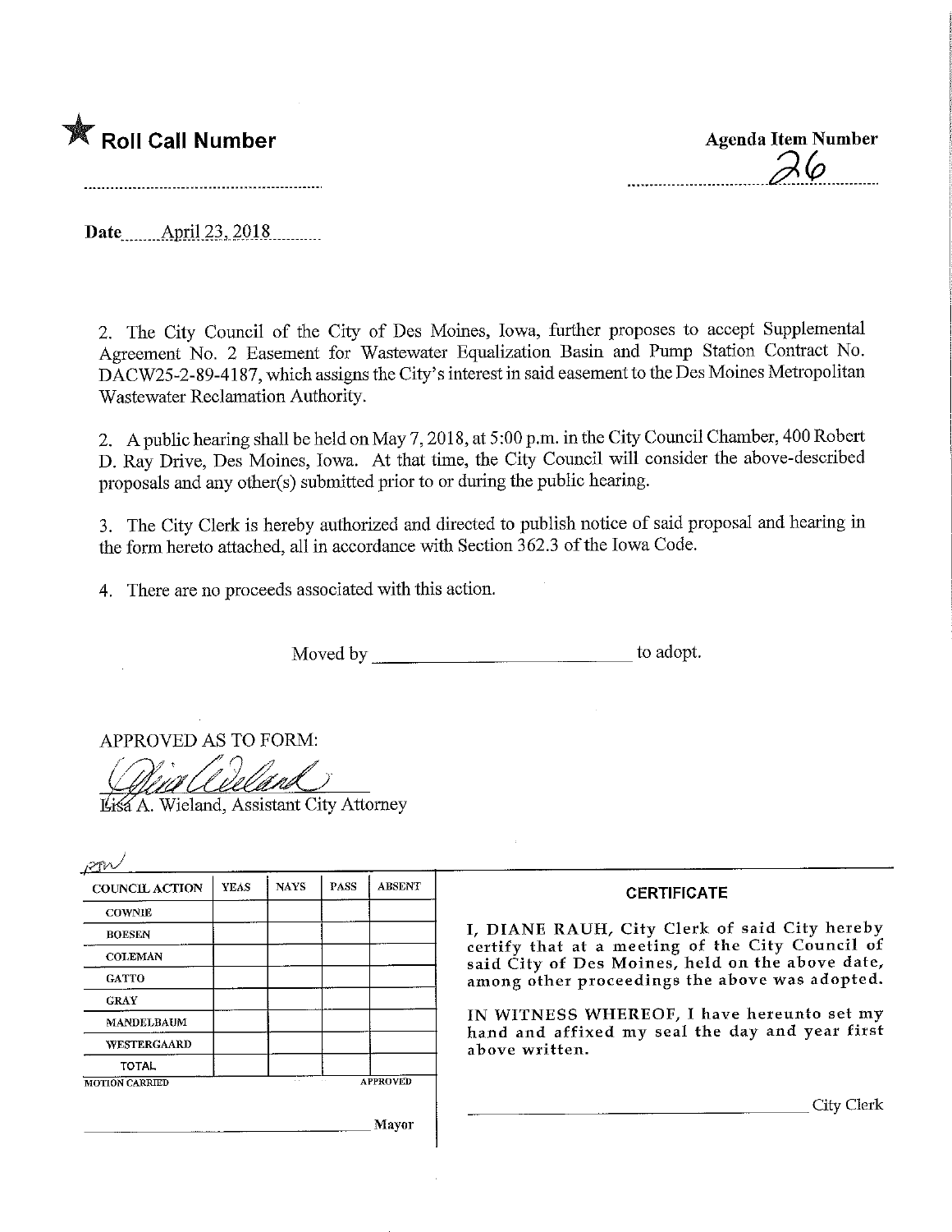★ **Roll Call Number**

**Agenda Item Number**
26

**Date** April 23, 2018

2. The City Council of the City of Des Moines, Iowa, further proposes to accept Supplemental Agreement No. 2 Easement for Wastewater Equalization Basin and Pump Station Contract No. DACW25-2-89-4187, which assigns the City's interest in said easement to the Des Moines Metropolitan Wastewater Reclamation Authority.

2. A public hearing shall be held on May 7, 2018, at 5:00 p.m. in the City Council Chamber, 400 Robert D. Ray Drive, Des Moines, Iowa. At that time, the City Council will consider the above-described proposals and any other(s) submitted prior to or during the public hearing.

3. The City Clerk is hereby authorized and directed to publish notice of said proposal and hearing in the form hereto attached, all in accordance with Section 362.3 of the Iowa Code.

4. There are no proceeds associated with this action.

Moved by \_\_\_\_\_\_\_\_\_\_\_\_\_\_\_\_\_\_\_\_\_\_\_\_\_\_\_\_ to adopt.

APPROVED AS TO FORM:

Lisa A. Wieland, Assistant City Attorney

| COUNCIL ACTION | YEAS | NAYS | PASS | ABSENT |
|---|---|---|---|---|
| COWNIE | | | | |
| BOESEN | | | | |
| COLEMAN | | | | |
| GATTO | | | | |
| GRAY | | | | |
| MANDELBAUM | | | | |
| WESTERGAARD | | | | |
| TOTAL | | | | |

MOTION CARRIED APPROVED

\_\_\_\_\_\_\_\_\_\_\_\_\_\_\_\_\_\_\_\_\_\_\_\_\_\_\_\_ Mayor

**CERTIFICATE**

I, DIANE RAUH, City Clerk of said City hereby certify that at a meeting of the City Council of said City of Des Moines, held on the above date, among other proceedings the above was adopted.

IN WITNESS WHEREOF, I have hereunto set my hand and affixed my seal the day and year first above written.

\_\_\_\_\_\_\_\_\_\_\_\_\_\_\_\_\_\_\_\_\_\_\_\_\_\_\_\_ City Clerk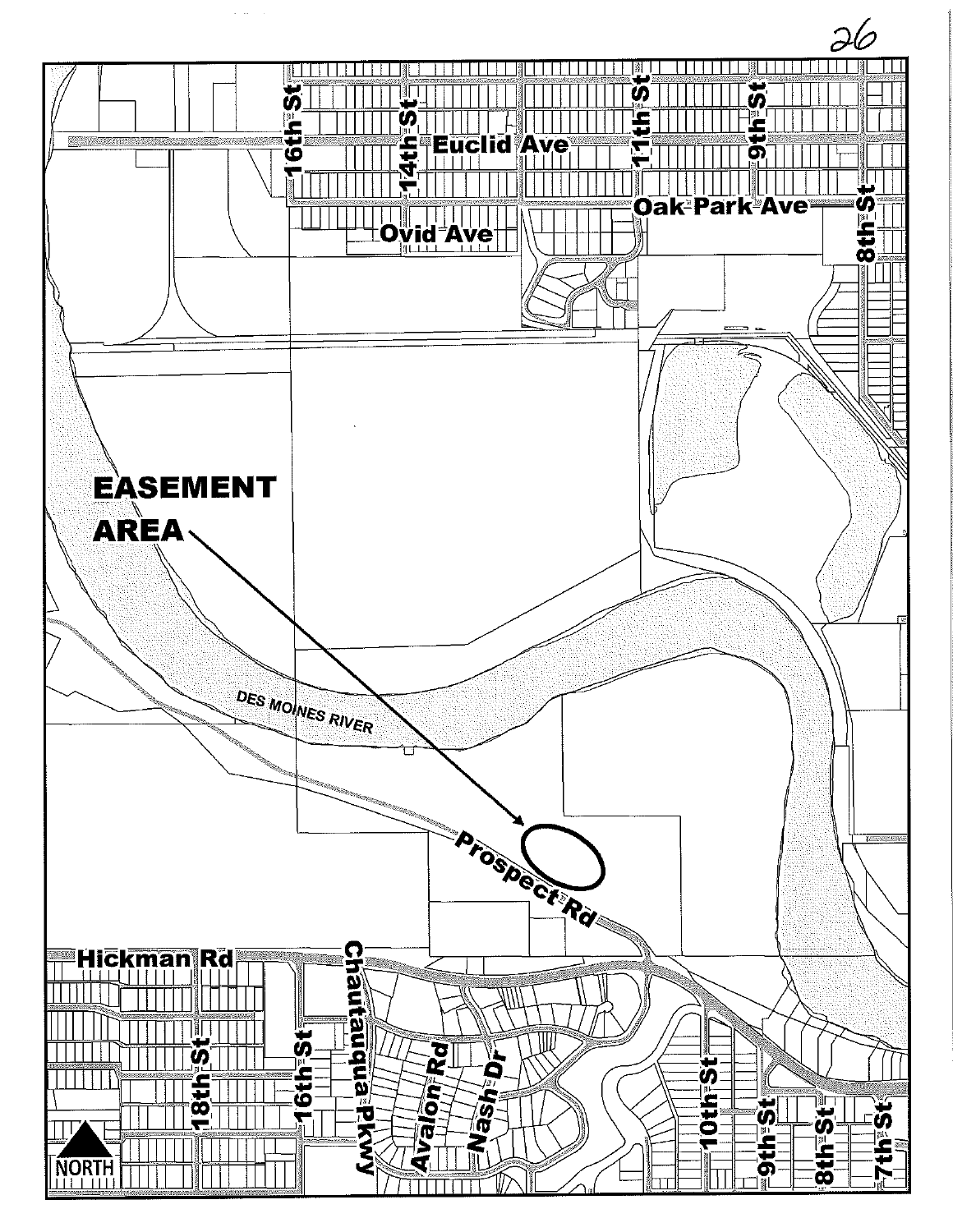16th St
14th St
Euclid Ave
11th St
9th St
Oak Park Ave
8th St
Ovid Ave

EASEMENT AREA

DES MOINES RIVER

Prospect Rd

Hickman Rd
Chautauqua Pkwy
18th St
16th St
Avalon Rd
Nash Dr
10th St
9th St
8th St
7th St

NORTH